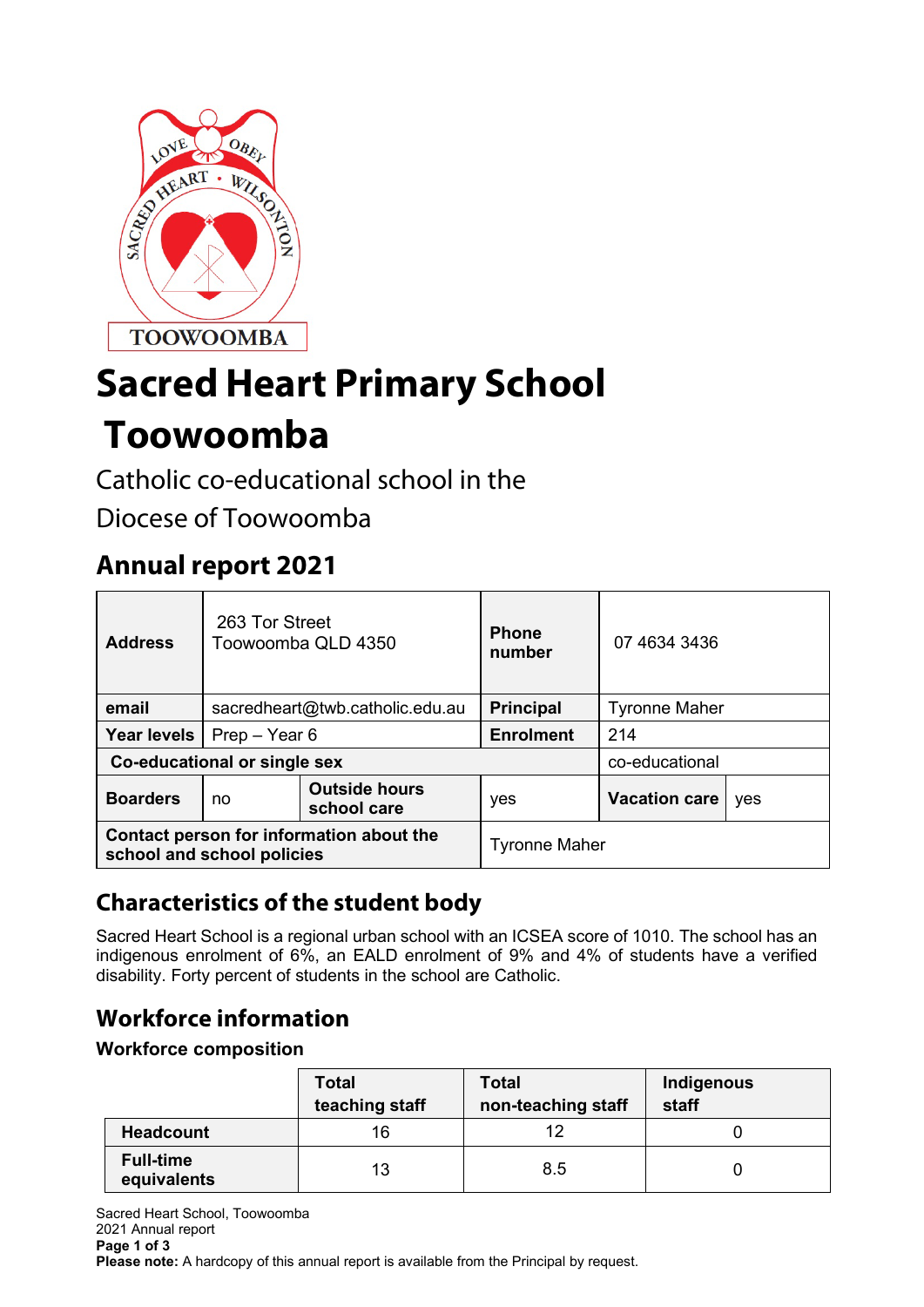# Sacred Heart Primary School Toowoomba

Catholic co-educational school in the Diocese of Toowoomba

## Annual report 2021

| **Address** | 263 Tor Street Toowoomba QLD 4350 | | **Phone number** | 07 4634 3436 | |
|---|---|---|---|---|---|
| **email** | sacredheart@twb.catholic.edu.au | | **Principal** | Tyronne Maher | |
| **Year levels** | Prep – Year 6 | | **Enrolment** | 214 | |
| **Co-educational or single sex** | | | | co-educational | |
| **Boarders** | no | **Outside hours school care** | yes | **Vacation care** | yes |
| **Contact person for information about the school and school policies** | | | Tyronne Maher | | |

## Characteristics of the student body

Sacred Heart School is a regional urban school with an ICSEA score of 1010. The school has an indigenous enrolment of 6%, an EALD enrolment of 9% and 4% of students have a verified disability. Forty percent of students in the school are Catholic.

## Workforce information

### Workforce composition

| | Total teaching staff | Total non-teaching staff | Indigenous staff |
|---|---|---|---|
| **Headcount** | 16 | 12 | 0 |
| **Full-time equivalents** | 13 | 8.5 | 0 |

**Please note:** A hardcopy of this annual report is available from the Principal by request.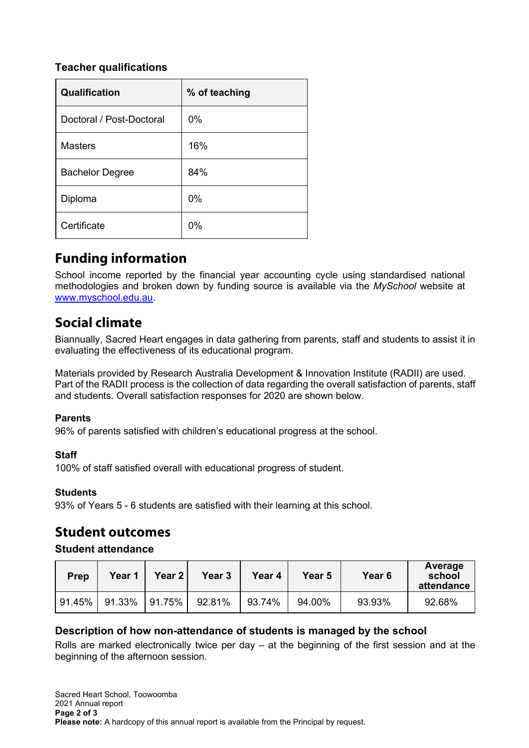### Teacher qualifications

| Qualification | % of teaching |
|---|---|
| Doctoral / Post-Doctoral | 0% |
| Masters | 16% |
| Bachelor Degree | 84% |
| Diploma | 0% |
| Certificate | 0% |

## Funding information

School income reported by the financial year accounting cycle using standardised national methodologies and broken down by funding source is available via the *MySchool* website at www.myschool.edu.au.

## Social climate

Biannually, Sacred Heart engages in data gathering from parents, staff and students to assist it in evaluating the effectiveness of its educational program.

Materials provided by Research Australia Development & Innovation Institute (RADII) are used. Part of the RADII process is the collection of data regarding the overall satisfaction of parents, staff and students. Overall satisfaction responses for 2020 are shown below.

**Parents**
96% of parents satisfied with children's educational progress at the school.

**Staff**
100% of staff satisfied overall with educational progress of student.

**Students**
93% of Years 5 - 6 students are satisfied with their learning at this school.

## Student outcomes

### Student attendance

| Prep | Year 1 | Year 2 | Year 3 | Year 4 | Year 5 | Year 6 | Average school attendance |
|---|---|---|---|---|---|---|---|
| 91.45% | 91.33% | 91.75% | 92.81% | 93.74% | 94.00% | 93.93% | 92.68% |

### Description of how non-attendance of students is managed by the school

Rolls are marked electronically twice per day – at the beginning of the first session and at the beginning of the afternoon session.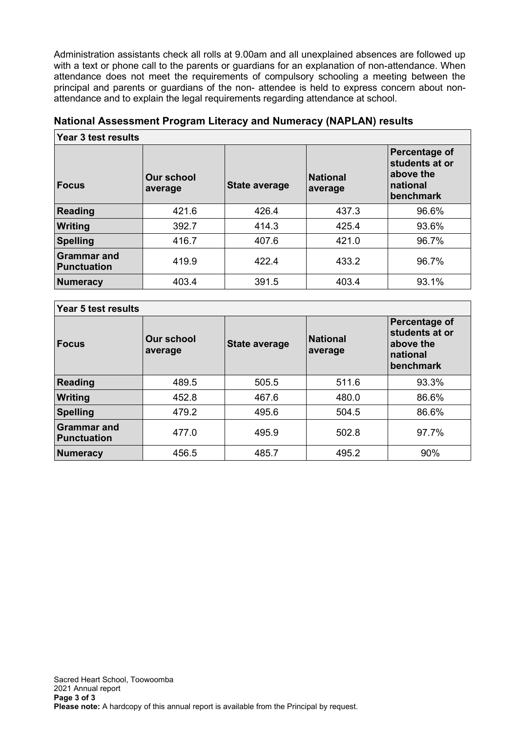Administration assistants check all rolls at 9.00am and all unexplained absences are followed up with a text or phone call to the parents or guardians for an explanation of non-attendance. When attendance does not meet the requirements of compulsory schooling a meeting between the principal and parents or guardians of the non- attendee is held to express concern about non-attendance and to explain the legal requirements regarding attendance at school.

## National Assessment Program Literacy and Numeracy (NAPLAN) results

**Year 3 test results**

| Focus | Our school average | State average | National average | Percentage of students at or above the national benchmark |
|---|---|---|---|---|
| Reading | 421.6 | 426.4 | 437.3 | 96.6% |
| Writing | 392.7 | 414.3 | 425.4 | 93.6% |
| Spelling | 416.7 | 407.6 | 421.0 | 96.7% |
| Grammar and Punctuation | 419.9 | 422.4 | 433.2 | 96.7% |
| Numeracy | 403.4 | 391.5 | 403.4 | 93.1% |

**Year 5 test results**

| Focus | Our school average | State average | National average | Percentage of students at or above the national benchmark |
|---|---|---|---|---|
| Reading | 489.5 | 505.5 | 511.6 | 93.3% |
| Writing | 452.8 | 467.6 | 480.0 | 86.6% |
| Spelling | 479.2 | 495.6 | 504.5 | 86.6% |
| Grammar and Punctuation | 477.0 | 495.9 | 502.8 | 97.7% |
| Numeracy | 456.5 | 485.7 | 495.2 | 90% |

**Please note:** A hardcopy of this annual report is available from the Principal by request.